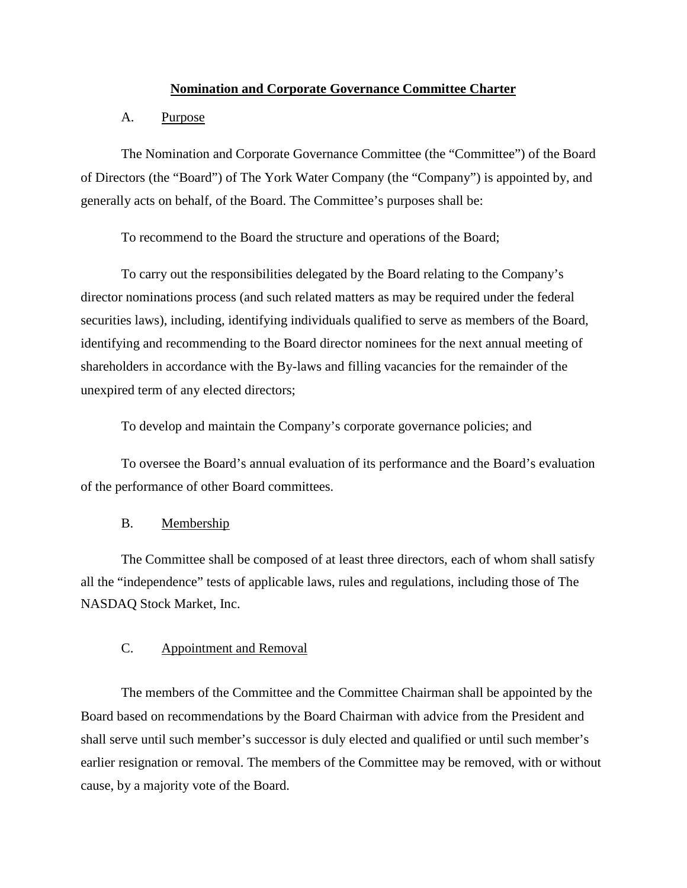# Nomination and Corporate Governance Committee Charter

## A. Purpose

The Nomination and Corporate Governance Committee (the "Committee") of the Board of Directors (the "Board") of The York Water Company (the "Company") is appointed by, and generally acts on behalf, of the Board. The Committee's purposes shall be:

To recommend to the Board the structure and operations of the Board;

To carry out the responsibilities delegated by the Board relating to the Company's director nominations process (and such related matters as may be required under the federal securities laws), including, identifying individuals qualified to serve as members of the Board, identifying and recommending to the Board director nominees for the next annual meeting of shareholders in accordance with the By-laws and filling vacancies for the remainder of the unexpired term of any elected directors;

To develop and maintain the Company's corporate governance policies; and

To oversee the Board's annual evaluation of its performance and the Board's evaluation of the performance of other Board committees.

## B. Membership

The Committee shall be composed of at least three directors, each of whom shall satisfy all the "independence" tests of applicable laws, rules and regulations, including those of The NASDAQ Stock Market, Inc.

## C. Appointment and Removal

The members of the Committee and the Committee Chairman shall be appointed by the Board based on recommendations by the Board Chairman with advice from the President and shall serve until such member's successor is duly elected and qualified or until such member's earlier resignation or removal. The members of the Committee may be removed, with or without cause, by a majority vote of the Board.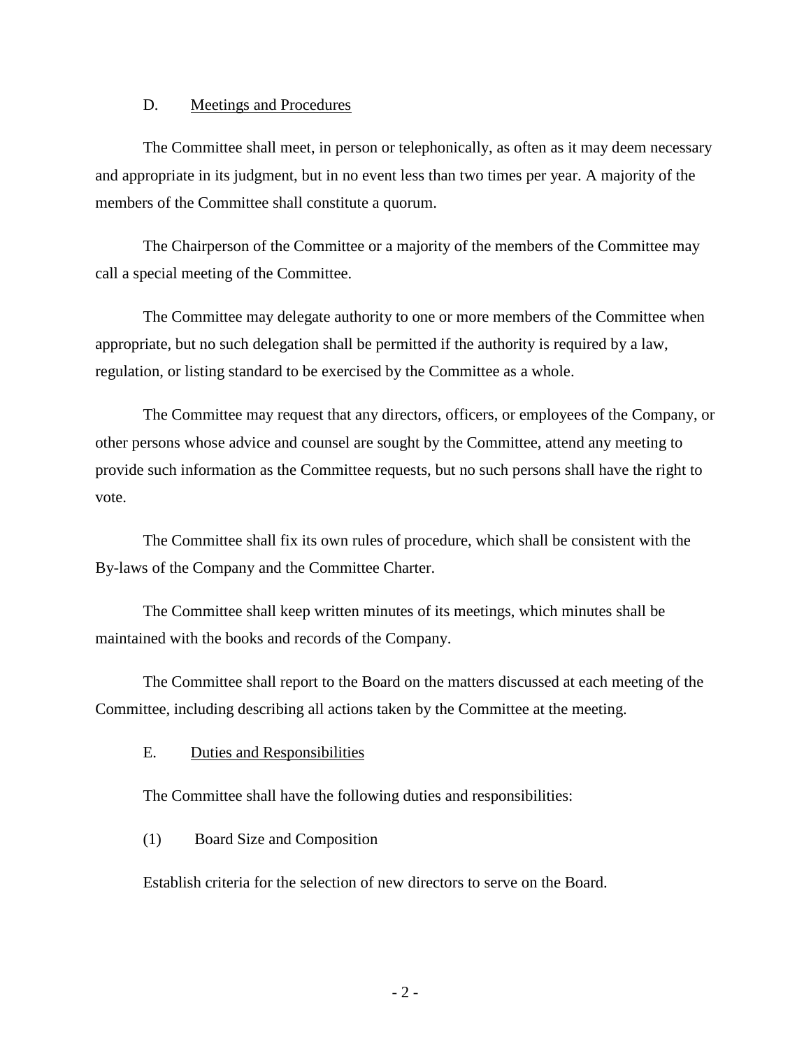D. Meetings and Procedures

The Committee shall meet, in person or telephonically, as often as it may deem necessary and appropriate in its judgment, but in no event less than two times per year. A majority of the members of the Committee shall constitute a quorum.

The Chairperson of the Committee or a majority of the members of the Committee may call a special meeting of the Committee.

The Committee may delegate authority to one or more members of the Committee when appropriate, but no such delegation shall be permitted if the authority is required by a law, regulation, or listing standard to be exercised by the Committee as a whole.

The Committee may request that any directors, officers, or employees of the Company, or other persons whose advice and counsel are sought by the Committee, attend any meeting to provide such information as the Committee requests, but no such persons shall have the right to vote.

The Committee shall fix its own rules of procedure, which shall be consistent with the By-laws of the Company and the Committee Charter.

The Committee shall keep written minutes of its meetings, which minutes shall be maintained with the books and records of the Company.

The Committee shall report to the Board on the matters discussed at each meeting of the Committee, including describing all actions taken by the Committee at the meeting.

E. Duties and Responsibilities

The Committee shall have the following duties and responsibilities:

(1) Board Size and Composition

Establish criteria for the selection of new directors to serve on the Board.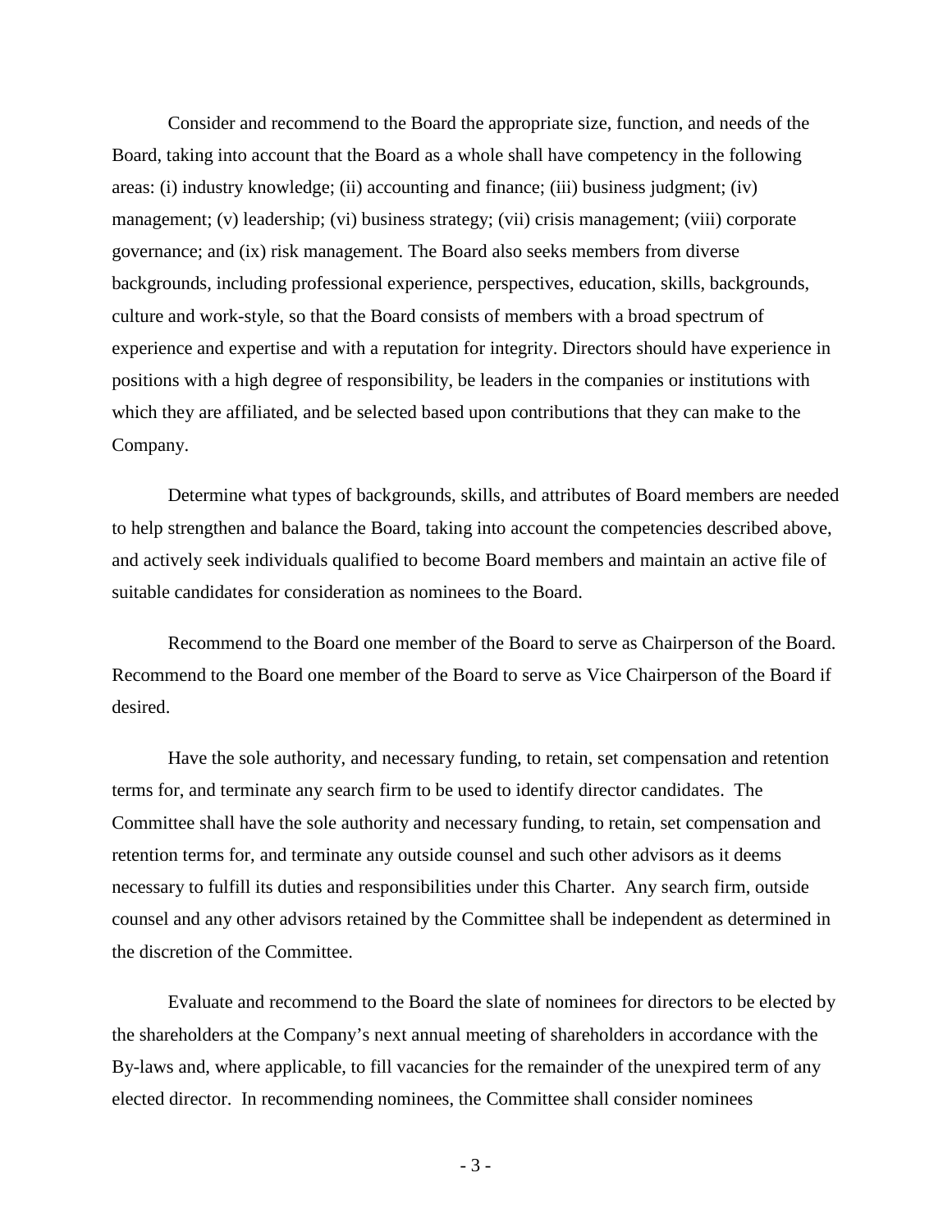Consider and recommend to the Board the appropriate size, function, and needs of the Board, taking into account that the Board as a whole shall have competency in the following areas: (i) industry knowledge; (ii) accounting and finance; (iii) business judgment; (iv) management; (v) leadership; (vi) business strategy; (vii) crisis management; (viii) corporate governance; and (ix) risk management. The Board also seeks members from diverse backgrounds, including professional experience, perspectives, education, skills, backgrounds, culture and work-style, so that the Board consists of members with a broad spectrum of experience and expertise and with a reputation for integrity. Directors should have experience in positions with a high degree of responsibility, be leaders in the companies or institutions with which they are affiliated, and be selected based upon contributions that they can make to the Company.

Determine what types of backgrounds, skills, and attributes of Board members are needed to help strengthen and balance the Board, taking into account the competencies described above, and actively seek individuals qualified to become Board members and maintain an active file of suitable candidates for consideration as nominees to the Board.

Recommend to the Board one member of the Board to serve as Chairperson of the Board. Recommend to the Board one member of the Board to serve as Vice Chairperson of the Board if desired.

Have the sole authority, and necessary funding, to retain, set compensation and retention terms for, and terminate any search firm to be used to identify director candidates. The Committee shall have the sole authority and necessary funding, to retain, set compensation and retention terms for, and terminate any outside counsel and such other advisors as it deems necessary to fulfill its duties and responsibilities under this Charter. Any search firm, outside counsel and any other advisors retained by the Committee shall be independent as determined in the discretion of the Committee.

Evaluate and recommend to the Board the slate of nominees for directors to be elected by the shareholders at the Company's next annual meeting of shareholders in accordance with the By-laws and, where applicable, to fill vacancies for the remainder of the unexpired term of any elected director. In recommending nominees, the Committee shall consider nominees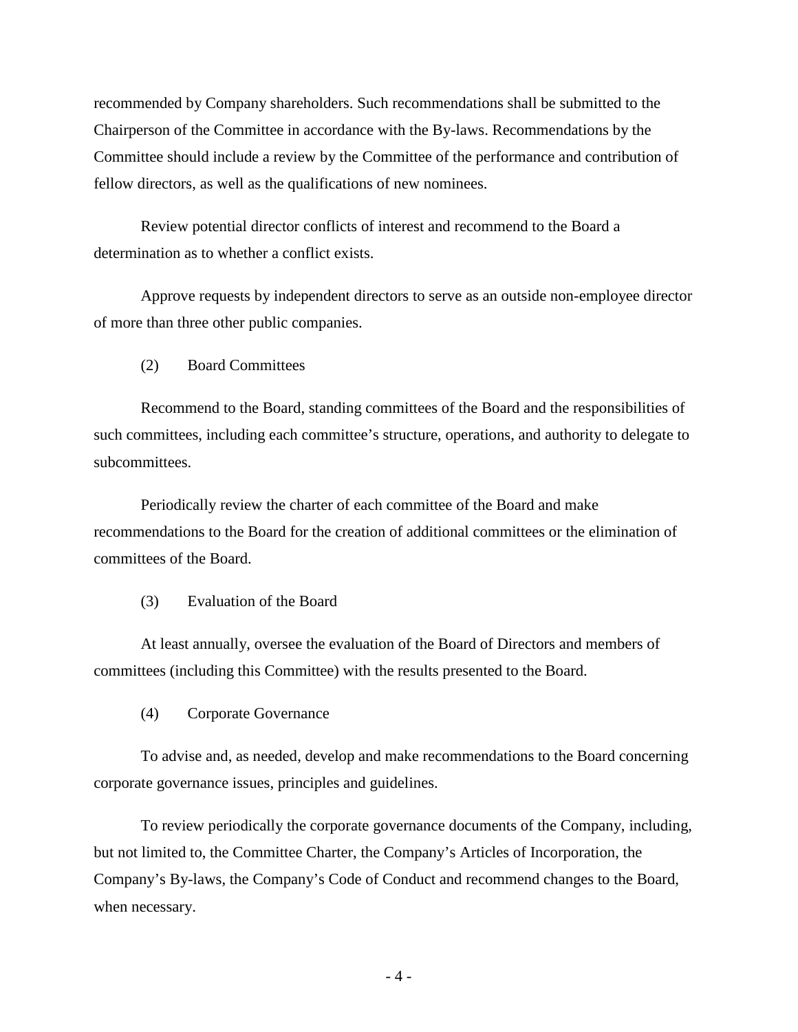recommended by Company shareholders. Such recommendations shall be submitted to the Chairperson of the Committee in accordance with the By-laws. Recommendations by the Committee should include a review by the Committee of the performance and contribution of fellow directors, as well as the qualifications of new nominees.

Review potential director conflicts of interest and recommend to the Board a determination as to whether a conflict exists.

Approve requests by independent directors to serve as an outside non-employee director of more than three other public companies.

(2) Board Committees

Recommend to the Board, standing committees of the Board and the responsibilities of such committees, including each committee's structure, operations, and authority to delegate to subcommittees.

Periodically review the charter of each committee of the Board and make recommendations to the Board for the creation of additional committees or the elimination of committees of the Board.

(3) Evaluation of the Board

At least annually, oversee the evaluation of the Board of Directors and members of committees (including this Committee) with the results presented to the Board.

(4) Corporate Governance

To advise and, as needed, develop and make recommendations to the Board concerning corporate governance issues, principles and guidelines.

To review periodically the corporate governance documents of the Company, including, but not limited to, the Committee Charter, the Company's Articles of Incorporation, the Company's By-laws, the Company's Code of Conduct and recommend changes to the Board, when necessary.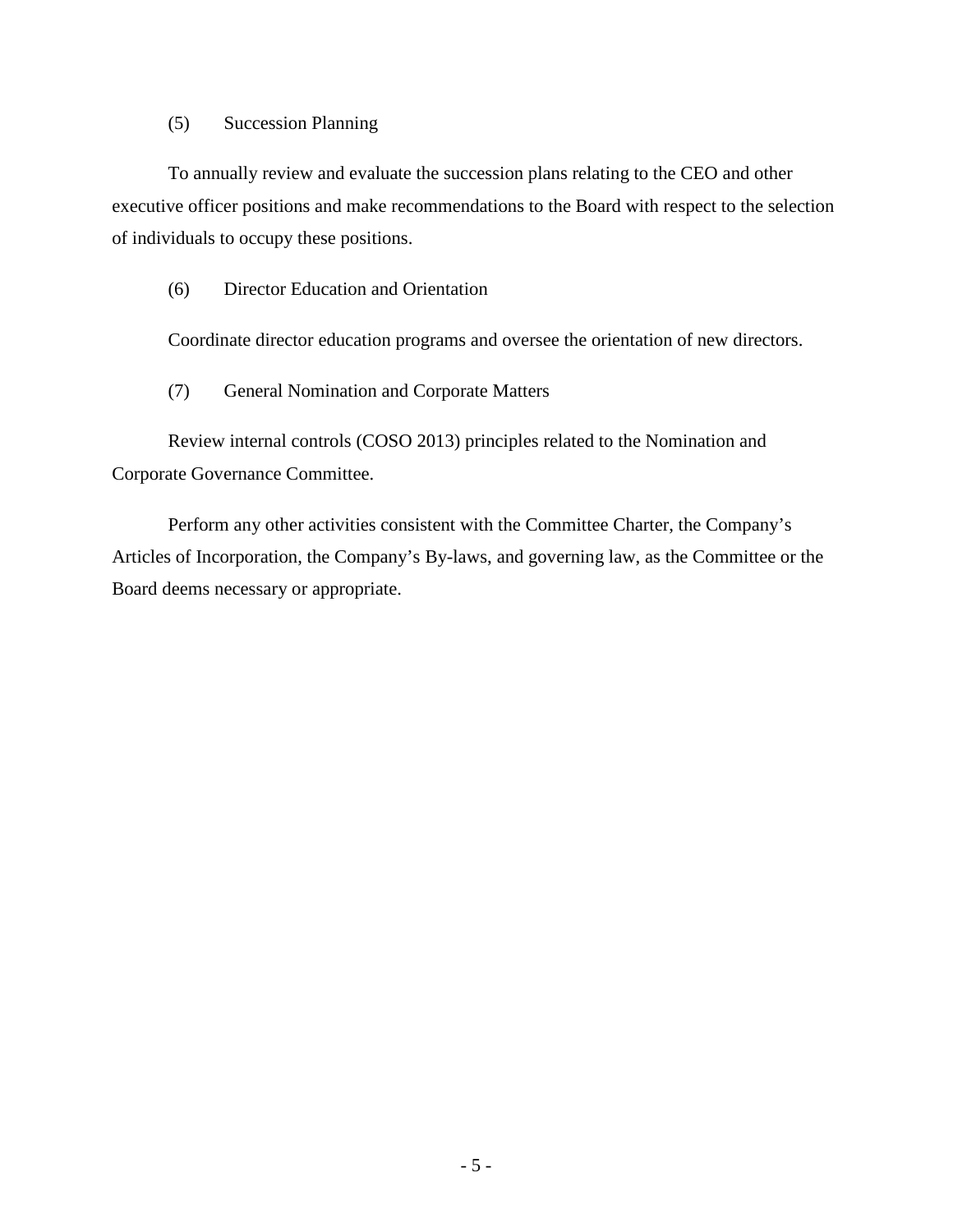(5) Succession Planning

To annually review and evaluate the succession plans relating to the CEO and other executive officer positions and make recommendations to the Board with respect to the selection of individuals to occupy these positions.

(6) Director Education and Orientation

Coordinate director education programs and oversee the orientation of new directors.

(7) General Nomination and Corporate Matters

Review internal controls (COSO 2013) principles related to the Nomination and Corporate Governance Committee.

Perform any other activities consistent with the Committee Charter, the Company's Articles of Incorporation, the Company's By-laws, and governing law, as the Committee or the Board deems necessary or appropriate.